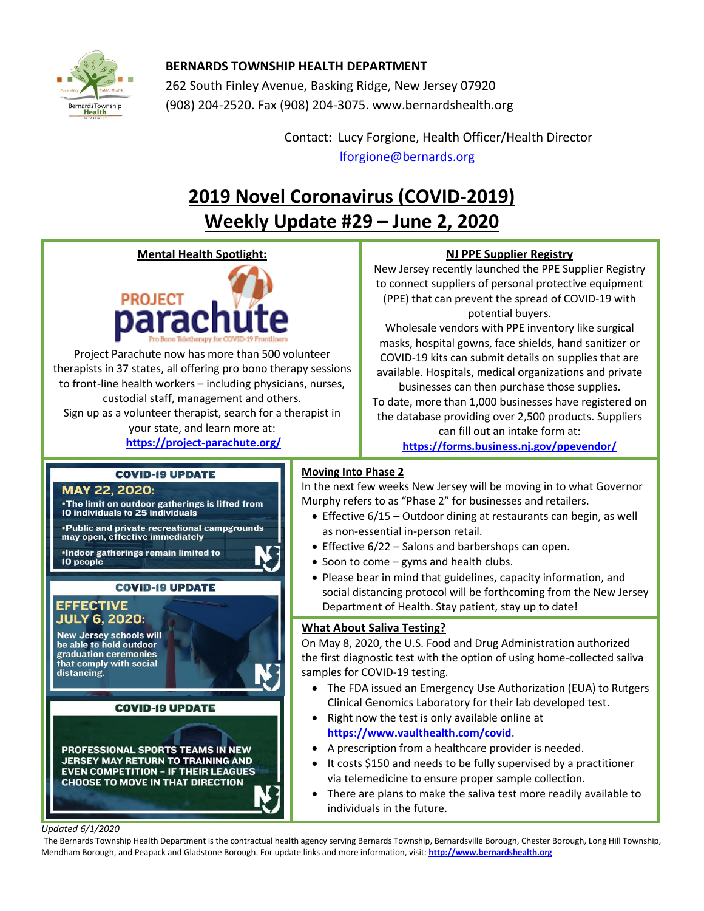**BERNARDS TOWNSHIP HEALTH DEPARTMENT**
262 South Finley Avenue, Basking Ridge, New Jersey 07920
(908) 204-2520. Fax (908) 204-3075. www.bernardshealth.org

Contact: Lucy Forgione, Health Officer/Health Director
lforgione@bernards.org

# 2019 Novel Coronavirus (COVID-2019) Weekly Update #29 – June 2, 2020

## Mental Health Spotlight:

PROJECT parachute
Pro Bono Teletherapy for COVID-19 Frontliners

Project Parachute now has more than 500 volunteer therapists in 37 states, all offering pro bono therapy sessions to front-line health workers – including physicians, nurses, custodial staff, management and others.
Sign up as a volunteer therapist, search for a therapist in your state, and learn more at:
**https://project-parachute.org/**

## NJ PPE Supplier Registry

New Jersey recently launched the PPE Supplier Registry to connect suppliers of personal protective equipment (PPE) that can prevent the spread of COVID-19 with potential buyers.
Wholesale vendors with PPE inventory like surgical masks, hospital gowns, face shields, hand sanitizer or COVID-19 kits can submit details on supplies that are available. Hospitals, medical organizations and private businesses can then purchase those supplies.
To date, more than 1,000 businesses have registered on the database providing over 2,500 products. Suppliers can fill out an intake form at:
**https://forms.business.nj.gov/ppevendor/**

**COVID-19 UPDATE**
**MAY 22, 2020:**
- The limit on outdoor gatherings is lifted from 10 individuals to 25 individuals
- Public and private recreational campgrounds may open, effective immediately
- Indoor gatherings remain limited to 10 people

**COVID-19 UPDATE**
**EFFECTIVE JULY 6, 2020:**
New Jersey schools will be able to hold outdoor graduation ceremonies that comply with social distancing.

**COVID-19 UPDATE**
PROFESSIONAL SPORTS TEAMS IN NEW JERSEY MAY RETURN TO TRAINING AND EVEN COMPETITION – IF THEIR LEAGUES CHOOSE TO MOVE IN THAT DIRECTION

## Moving Into Phase 2

In the next few weeks New Jersey will be moving in to what Governor Murphy refers to as "Phase 2" for businesses and retailers.

- Effective 6/15 – Outdoor dining at restaurants can begin, as well as non-essential in-person retail.
- Effective 6/22 – Salons and barbershops can open.
- Soon to come – gyms and health clubs.
- Please bear in mind that guidelines, capacity information, and social distancing protocol will be forthcoming from the New Jersey Department of Health. Stay patient, stay up to date!

## What About Saliva Testing?

On May 8, 2020, the U.S. Food and Drug Administration authorized the first diagnostic test with the option of using home-collected saliva samples for COVID-19 testing.

- The FDA issued an Emergency Use Authorization (EUA) to Rutgers Clinical Genomics Laboratory for their lab developed test.
- Right now the test is only available online at **https://www.vaulthealth.com/covid**.
- A prescription from a healthcare provider is needed.
- It costs $150 and needs to be fully supervised by a practitioner via telemedicine to ensure proper sample collection.
- There are plans to make the saliva test more readily available to individuals in the future.

*Updated 6/1/2020*

The Bernards Township Health Department is the contractual health agency serving Bernards Township, Bernardsville Borough, Chester Borough, Long Hill Township, Mendham Borough, and Peapack and Gladstone Borough. For update links and more information, visit: **http://www.bernardshealth.org**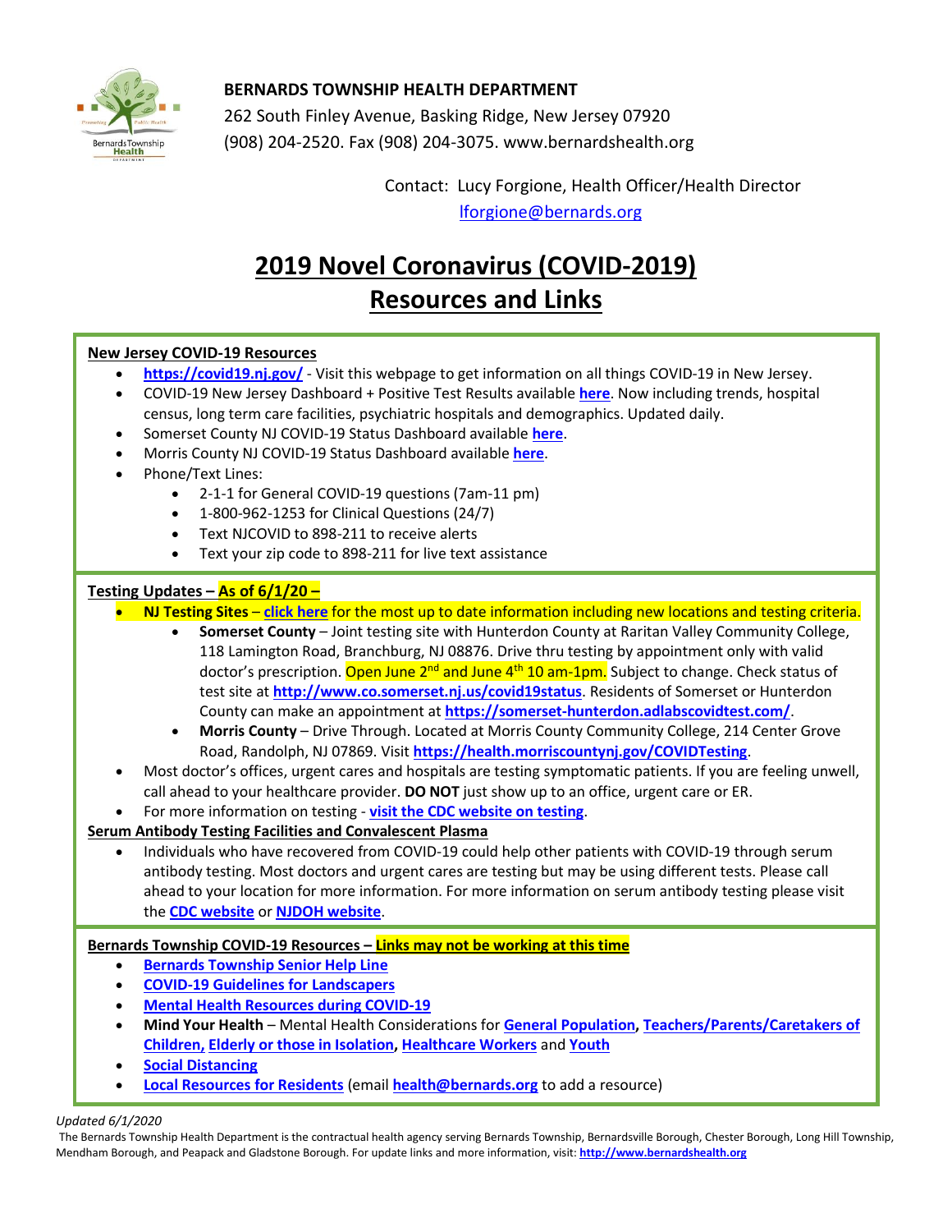**BERNARDS TOWNSHIP HEALTH DEPARTMENT**
262 South Finley Avenue, Basking Ridge, New Jersey 07920
(908) 204-2520. Fax (908) 204-3075. www.bernardshealth.org

Contact: Lucy Forgione, Health Officer/Health Director
lforgione@bernards.org

# 2019 Novel Coronavirus (COVID-2019) Resources and Links

**New Jersey COVID-19 Resources**

- **https://covid19.nj.gov/** - Visit this webpage to get information on all things COVID-19 in New Jersey.
- COVID-19 New Jersey Dashboard + Positive Test Results available **here**. Now including trends, hospital census, long term care facilities, psychiatric hospitals and demographics. Updated daily.
- Somerset County NJ COVID-19 Status Dashboard available **here**.
- Morris County NJ COVID-19 Status Dashboard available **here**.
- Phone/Text Lines:
  - 2-1-1 for General COVID-19 questions (7am-11 pm)
  - 1-800-962-1253 for Clinical Questions (24/7)
  - Text NJCOVID to 898-211 to receive alerts
  - Text your zip code to 898-211 for live text assistance

**Testing Updates – As of 6/1/20 –**

- **NJ Testing Sites** – **click here** for the most up to date information including new locations and testing criteria.
  - **Somerset County** – Joint testing site with Hunterdon County at Raritan Valley Community College, 118 Lamington Road, Branchburg, NJ 08876. Drive thru testing by appointment only with valid doctor's prescription. Open June 2nd and June 4th 10 am-1pm. Subject to change. Check status of test site at **http://www.co.somerset.nj.us/covid19status**. Residents of Somerset or Hunterdon County can make an appointment at **https://somerset-hunterdon.adlabscovidtest.com/**.
  - **Morris County** – Drive Through. Located at Morris County Community College, 214 Center Grove Road, Randolph, NJ 07869. Visit **https://health.morriscountynj.gov/COVIDTesting**.
- Most doctor's offices, urgent cares and hospitals are testing symptomatic patients. If you are feeling unwell, call ahead to your healthcare provider. **DO NOT** just show up to an office, urgent care or ER.
- For more information on testing - **visit the CDC website on testing**.

**Serum Antibody Testing Facilities and Convalescent Plasma**

- Individuals who have recovered from COVID-19 could help other patients with COVID-19 through serum antibody testing. Most doctors and urgent cares are testing but may be using different tests. Please call ahead to your location for more information. For more information on serum antibody testing please visit the **CDC website** or **NJDOH website**.

**Bernards Township COVID-19 Resources – Links may not be working at this time**

- **Bernards Township Senior Help Line**
- **COVID-19 Guidelines for Landscapers**
- **Mental Health Resources during COVID-19**
- **Mind Your Health** – Mental Health Considerations for **General Population**, **Teachers/Parents/Caretakers of Children,** **Elderly or those in Isolation**, **Healthcare Workers** and **Youth**
- **Social Distancing**
- **Local Resources for Residents** (email **health@bernards.org** to add a resource)

*Updated 6/1/2020*

The Bernards Township Health Department is the contractual health agency serving Bernards Township, Bernardsville Borough, Chester Borough, Long Hill Township, Mendham Borough, and Peapack and Gladstone Borough. For update links and more information, visit: **http://www.bernardshealth.org**